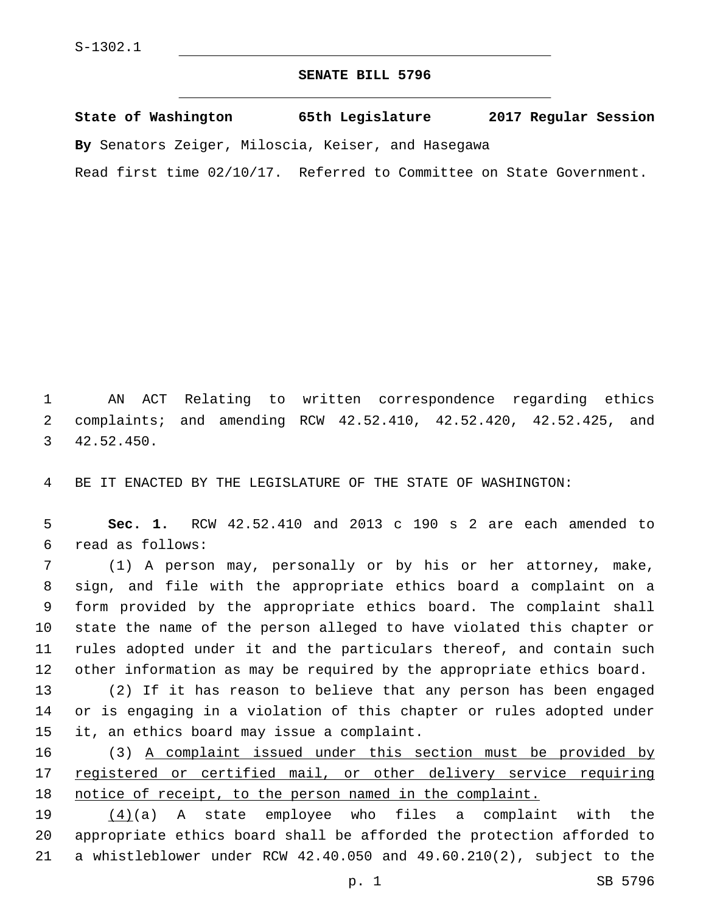S-1302.1

# SENATE BILL 5796

**State of Washington 65th Legislature 2017 Regular Session**

**By** Senators Zeiger, Miloscia, Keiser, and Hasegawa

Read first time 02/10/17. Referred to Committee on State Government.

AN ACT Relating to written correspondence regarding ethics complaints; and amending RCW 42.52.410, 42.52.420, 42.52.425, and 42.52.450.

BE IT ENACTED BY THE LEGISLATURE OF THE STATE OF WASHINGTON:

**Sec. 1.** RCW 42.52.410 and 2013 c 190 s 2 are each amended to read as follows:

(1) A person may, personally or by his or her attorney, make, sign, and file with the appropriate ethics board a complaint on a form provided by the appropriate ethics board. The complaint shall state the name of the person alleged to have violated this chapter or rules adopted under it and the particulars thereof, and contain such other information as may be required by the appropriate ethics board.

(2) If it has reason to believe that any person has been engaged or is engaging in a violation of this chapter or rules adopted under it, an ethics board may issue a complaint.

(3) <u>A complaint issued under this section must be provided by registered or certified mail, or other delivery service requiring notice of receipt, to the person named in the complaint.</u>

<u>(4)</u>(a) A state employee who files a complaint with the appropriate ethics board shall be afforded the protection afforded to a whistleblower under RCW 42.40.050 and 49.60.210(2), subject to the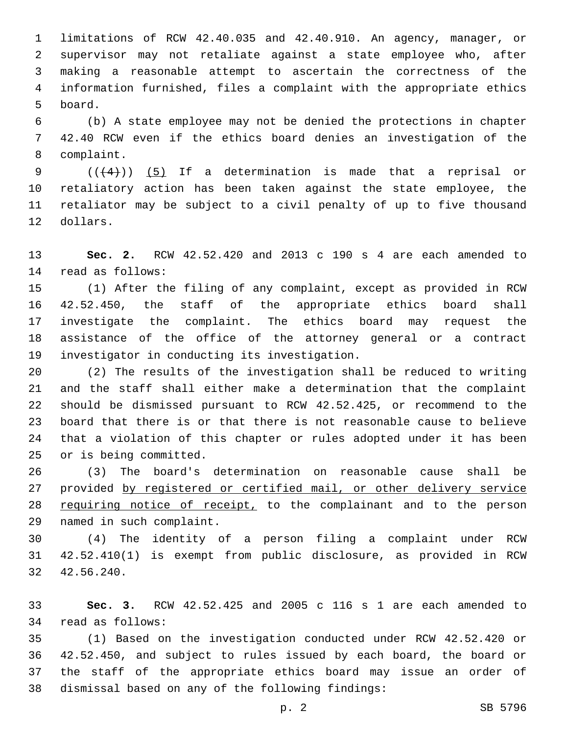limitations of RCW 42.40.035 and 42.40.910. An agency, manager, or supervisor may not retaliate against a state employee who, after making a reasonable attempt to ascertain the correctness of the information furnished, files a complaint with the appropriate ethics board.

(b) A state employee may not be denied the protections in chapter 42.40 RCW even if the ethics board denies an investigation of the complaint.

~~((4))~~ (5) If a determination is made that a reprisal or retaliatory action has been taken against the state employee, the retaliator may be subject to a civil penalty of up to five thousand dollars.

**Sec. 2.** RCW 42.52.420 and 2013 c 190 s 4 are each amended to read as follows:

(1) After the filing of any complaint, except as provided in RCW 42.52.450, the staff of the appropriate ethics board shall investigate the complaint. The ethics board may request the assistance of the office of the attorney general or a contract investigator in conducting its investigation.

(2) The results of the investigation shall be reduced to writing and the staff shall either make a determination that the complaint should be dismissed pursuant to RCW 42.52.425, or recommend to the board that there is or that there is not reasonable cause to believe that a violation of this chapter or rules adopted under it has been or is being committed.

(3) The board's determination on reasonable cause shall be provided by registered or certified mail, or other delivery service requiring notice of receipt, to the complainant and to the person named in such complaint.

(4) The identity of a person filing a complaint under RCW 42.52.410(1) is exempt from public disclosure, as provided in RCW 42.56.240.

**Sec. 3.** RCW 42.52.425 and 2005 c 116 s 1 are each amended to read as follows:

(1) Based on the investigation conducted under RCW 42.52.420 or 42.52.450, and subject to rules issued by each board, the board or the staff of the appropriate ethics board may issue an order of dismissal based on any of the following findings: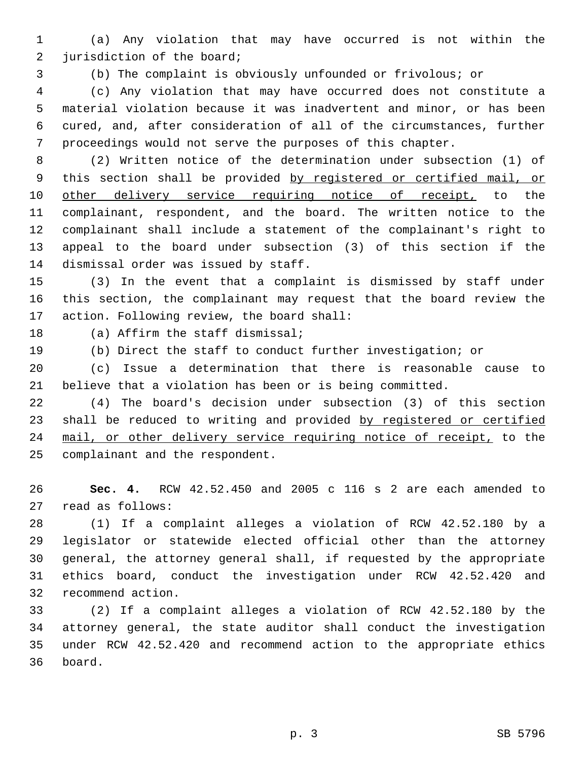(a) Any violation that may have occurred is not within the jurisdiction of the board;

(b) The complaint is obviously unfounded or frivolous; or

(c) Any violation that may have occurred does not constitute a material violation because it was inadvertent and minor, or has been cured, and, after consideration of all of the circumstances, further proceedings would not serve the purposes of this chapter.

(2) Written notice of the determination under subsection (1) of this section shall be provided <u>by registered or certified mail, or other delivery service requiring notice of receipt,</u> to the complainant, respondent, and the board. The written notice to the complainant shall include a statement of the complainant's right to appeal to the board under subsection (3) of this section if the dismissal order was issued by staff.

(3) In the event that a complaint is dismissed by staff under this section, the complainant may request that the board review the action. Following review, the board shall:

(a) Affirm the staff dismissal;

(b) Direct the staff to conduct further investigation; or

(c) Issue a determination that there is reasonable cause to believe that a violation has been or is being committed.

(4) The board's decision under subsection (3) of this section shall be reduced to writing and provided <u>by registered or certified mail, or other delivery service requiring notice of receipt,</u> to the complainant and the respondent.

**Sec. 4.** RCW 42.52.450 and 2005 c 116 s 2 are each amended to read as follows:

(1) If a complaint alleges a violation of RCW 42.52.180 by a legislator or statewide elected official other than the attorney general, the attorney general shall, if requested by the appropriate ethics board, conduct the investigation under RCW 42.52.420 and recommend action.

(2) If a complaint alleges a violation of RCW 42.52.180 by the attorney general, the state auditor shall conduct the investigation under RCW 42.52.420 and recommend action to the appropriate ethics board.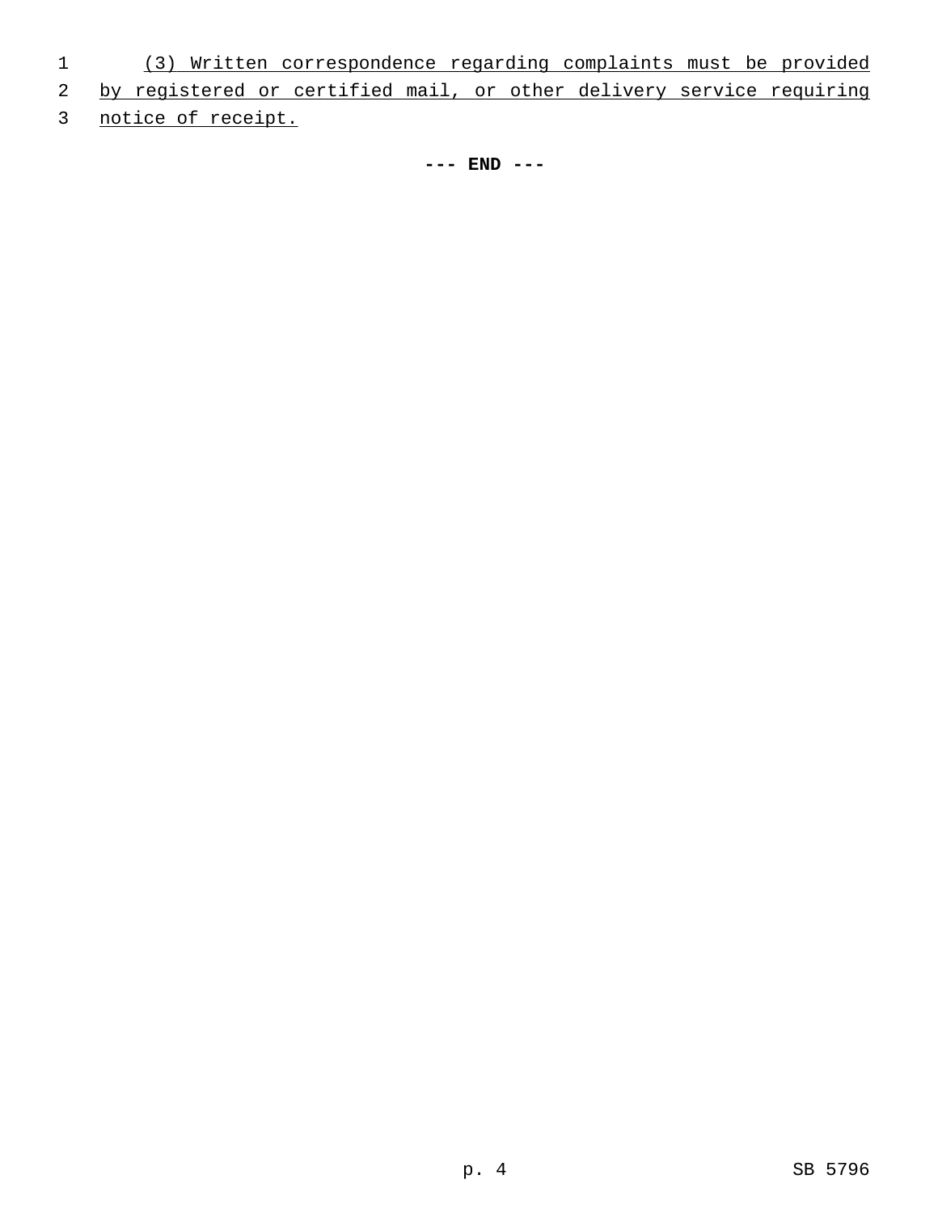(3) Written correspondence regarding complaints must be provided by registered or certified mail, or other delivery service requiring notice of receipt.

**--- END ---**